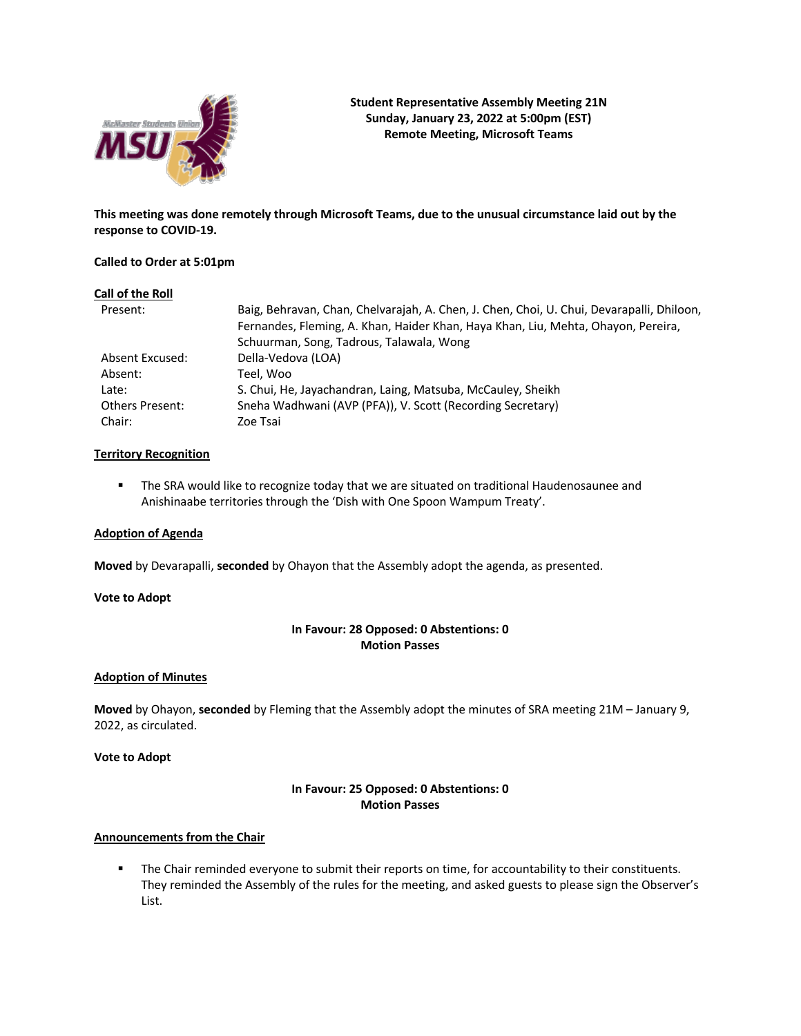**Student Representative Assembly Meeting 21N**
**Sunday, January 23, 2022 at 5:00pm (EST)**
**Remote Meeting, Microsoft Teams**

**This meeting was done remotely through Microsoft Teams, due to the unusual circumstance laid out by the response to COVID-19.**

**Called to Order at 5:01pm**

**Call of the Roll**

| | |
|---|---|
| Present: | Baig, Behravan, Chan, Chelvarajah, A. Chen, J. Chen, Choi, U. Chui, Devarapalli, Dhiloon, Fernandes, Fleming, A. Khan, Haider Khan, Haya Khan, Liu, Mehta, Ohayon, Pereira, Schuurman, Song, Tadrous, Talawala, Wong |
| Absent Excused: | Della-Vedova (LOA) |
| Absent: | Teel, Woo |
| Late: | S. Chui, He, Jayachandran, Laing, Matsuba, McCauley, Sheikh |
| Others Present: | Sneha Wadhwani (AVP (PFA)), V. Scott (Recording Secretary) |
| Chair: | Zoe Tsai |

**Territory Recognition**

- The SRA would like to recognize today that we are situated on traditional Haudenosaunee and Anishinaabe territories through the 'Dish with One Spoon Wampum Treaty'.

**Adoption of Agenda**

**Moved** by Devarapalli, **seconded** by Ohayon that the Assembly adopt the agenda, as presented.

**Vote to Adopt**

**In Favour: 28 Opposed: 0 Abstentions: 0**
**Motion Passes**

**Adoption of Minutes**

**Moved** by Ohayon, **seconded** by Fleming that the Assembly adopt the minutes of SRA meeting 21M – January 9, 2022, as circulated.

**Vote to Adopt**

**In Favour: 25 Opposed: 0 Abstentions: 0**
**Motion Passes**

**Announcements from the Chair**

- The Chair reminded everyone to submit their reports on time, for accountability to their constituents. They reminded the Assembly of the rules for the meeting, and asked guests to please sign the Observer's List.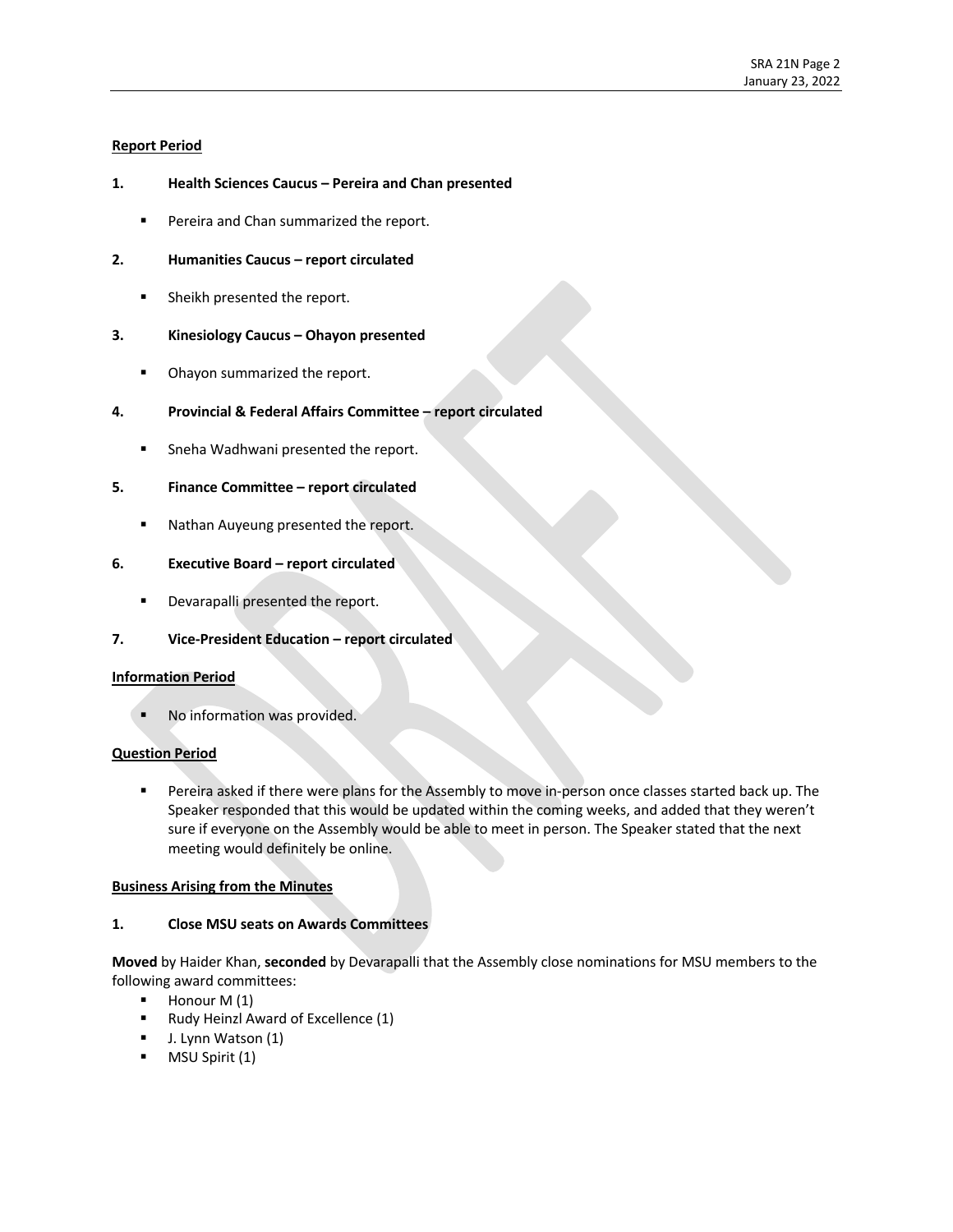**Report Period**

**1. Health Sciences Caucus – Pereira and Chan presented**

- Pereira and Chan summarized the report.

**2. Humanities Caucus – report circulated**

- Sheikh presented the report.

**3. Kinesiology Caucus – Ohayon presented**

- Ohayon summarized the report.

**4. Provincial & Federal Affairs Committee – report circulated**

- Sneha Wadhwani presented the report.

**5. Finance Committee – report circulated**

- Nathan Auyeung presented the report.

**6. Executive Board – report circulated**

- Devarapalli presented the report.

**7. Vice-President Education – report circulated**

**Information Period**

- No information was provided.

**Question Period**

- Pereira asked if there were plans for the Assembly to move in-person once classes started back up. The Speaker responded that this would be updated within the coming weeks, and added that they weren't sure if everyone on the Assembly would be able to meet in person. The Speaker stated that the next meeting would definitely be online.

**Business Arising from the Minutes**

**1. Close MSU seats on Awards Committees**

**Moved** by Haider Khan, **seconded** by Devarapalli that the Assembly close nominations for MSU members to the following award committees:

- Honour M (1)
- Rudy Heinzl Award of Excellence (1)
- J. Lynn Watson (1)
- MSU Spirit (1)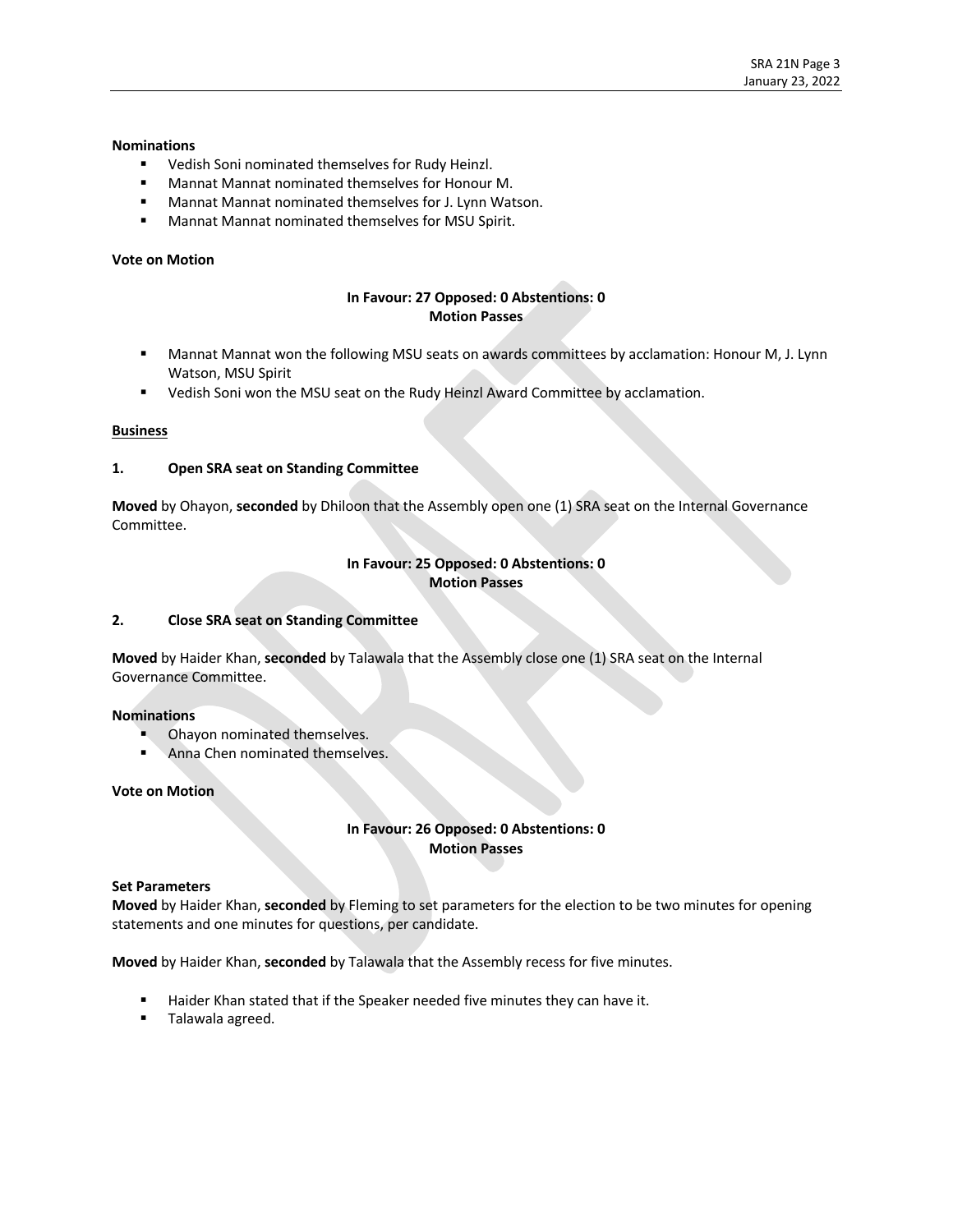**Nominations**

- Vedish Soni nominated themselves for Rudy Heinzl.
- Mannat Mannat nominated themselves for Honour M.
- Mannat Mannat nominated themselves for J. Lynn Watson.
- Mannat Mannat nominated themselves for MSU Spirit.

**Vote on Motion**

**In Favour: 27 Opposed: 0 Abstentions: 0**
**Motion Passes**

- Mannat Mannat won the following MSU seats on awards committees by acclamation: Honour M, J. Lynn Watson, MSU Spirit
- Vedish Soni won the MSU seat on the Rudy Heinzl Award Committee by acclamation.

__Business__

**1. Open SRA seat on Standing Committee**

**Moved** by Ohayon, **seconded** by Dhiloon that the Assembly open one (1) SRA seat on the Internal Governance Committee.

**In Favour: 25 Opposed: 0 Abstentions: 0**
**Motion Passes**

**2. Close SRA seat on Standing Committee**

**Moved** by Haider Khan, **seconded** by Talawala that the Assembly close one (1) SRA seat on the Internal Governance Committee.

**Nominations**

- Ohayon nominated themselves.
- Anna Chen nominated themselves.

**Vote on Motion**

**In Favour: 26 Opposed: 0 Abstentions: 0**
**Motion Passes**

**Set Parameters**
**Moved** by Haider Khan, **seconded** by Fleming to set parameters for the election to be two minutes for opening statements and one minutes for questions, per candidate.

**Moved** by Haider Khan, **seconded** by Talawala that the Assembly recess for five minutes.

- Haider Khan stated that if the Speaker needed five minutes they can have it.
- Talawala agreed.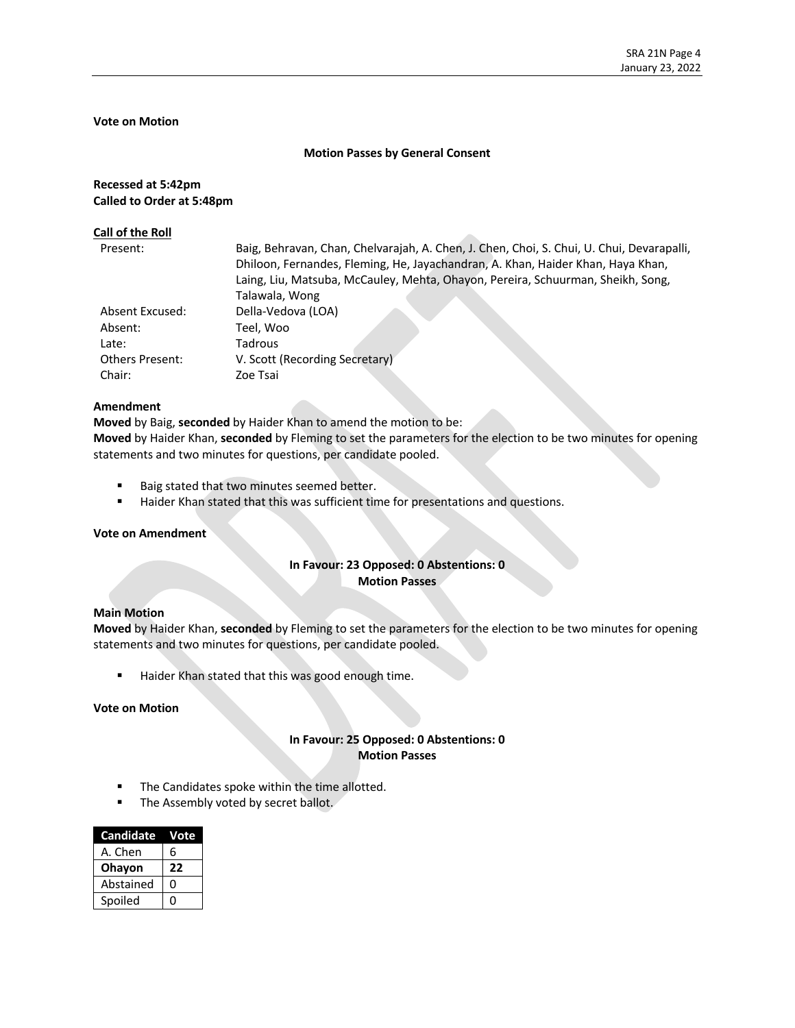**Vote on Motion**

**Motion Passes by General Consent**

**Recessed at 5:42pm**
**Called to Order at 5:48pm**

**Call of the Roll**

| | |
|---|---|
| Present: | Baig, Behravan, Chan, Chelvarajah, A. Chen, J. Chen, Choi, S. Chui, U. Chui, Devarapalli, Dhiloon, Fernandes, Fleming, He, Jayachandran, A. Khan, Haider Khan, Haya Khan, Laing, Liu, Matsuba, McCauley, Mehta, Ohayon, Pereira, Schuurman, Sheikh, Song, Talawala, Wong |
| Absent Excused: | Della-Vedova (LOA) |
| Absent: | Teel, Woo |
| Late: | Tadrous |
| Others Present: | V. Scott (Recording Secretary) |
| Chair: | Zoe Tsai |

**Amendment**
**Moved** by Baig, **seconded** by Haider Khan to amend the motion to be:
**Moved** by Haider Khan, **seconded** by Fleming to set the parameters for the election to be two minutes for opening statements and two minutes for questions, per candidate pooled.

- Baig stated that two minutes seemed better.
- Haider Khan stated that this was sufficient time for presentations and questions.

**Vote on Amendment**

**In Favour: 23 Opposed: 0 Abstentions: 0**
**Motion Passes**

**Main Motion**
**Moved** by Haider Khan, **seconded** by Fleming to set the parameters for the election to be two minutes for opening statements and two minutes for questions, per candidate pooled.

- Haider Khan stated that this was good enough time.

**Vote on Motion**

**In Favour: 25 Opposed: 0 Abstentions: 0**
**Motion Passes**

- The Candidates spoke within the time allotted.
- The Assembly voted by secret ballot.

| Candidate | Vote |
|---|---|
| A. Chen | 6 |
| **Ohayon** | **22** |
| Abstained | 0 |
| Spoiled | 0 |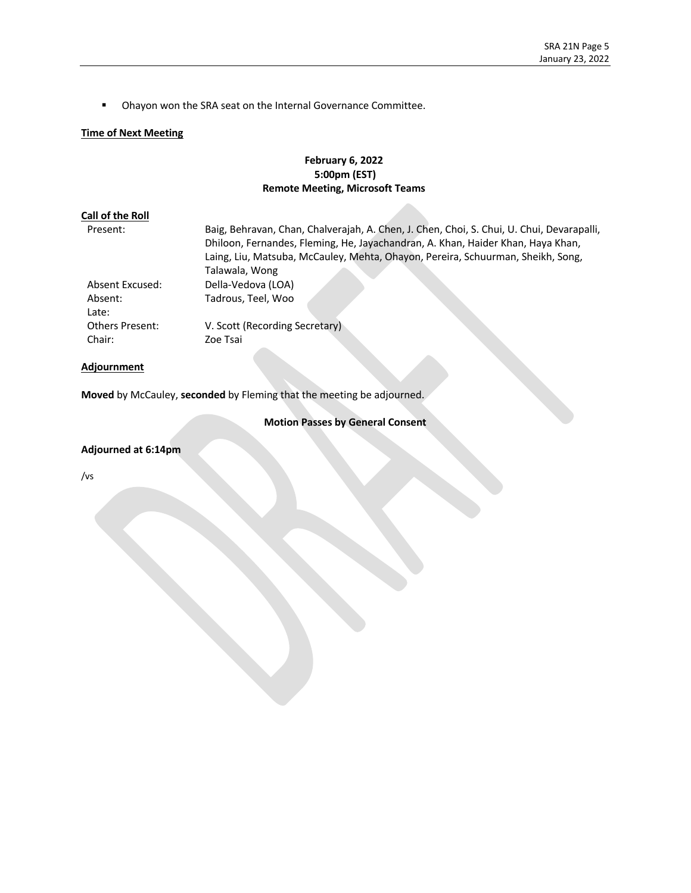- Ohayon won the SRA seat on the Internal Governance Committee.

**Time of Next Meeting**

**February 6, 2022**
**5:00pm (EST)**
**Remote Meeting, Microsoft Teams**

**Call of the Roll**

| | |
|---|---|
| Present: | Baig, Behravan, Chan, Chalverajah, A. Chen, J. Chen, Choi, S. Chui, U. Chui, Devarapalli, Dhiloon, Fernandes, Fleming, He, Jayachandran, A. Khan, Haider Khan, Haya Khan, Laing, Liu, Matsuba, McCauley, Mehta, Ohayon, Pereira, Schuurman, Sheikh, Song, Talawala, Wong |
| Absent Excused: | Della-Vedova (LOA) |
| Absent: | Tadrous, Teel, Woo |
| Late: | |
| Others Present: | V. Scott (Recording Secretary) |
| Chair: | Zoe Tsai |

**Adjournment**

**Moved** by McCauley, **seconded** by Fleming that the meeting be adjourned.

**Motion Passes by General Consent**

**Adjourned at 6:14pm**

/vs